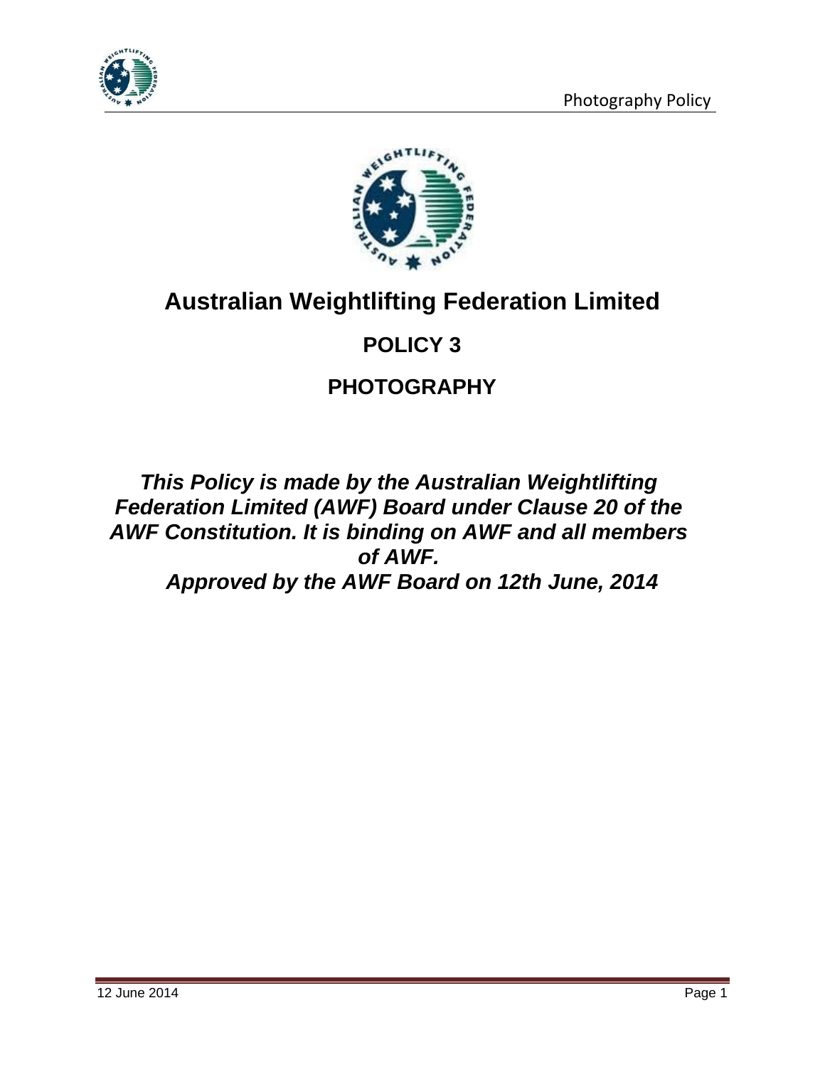# Australian Weightlifting Federation Limited

## POLICY 3

## PHOTOGRAPHY

***This Policy is made by the Australian Weightlifting Federation Limited (AWF) Board under Clause 20 of the AWF Constitution. It is binding on AWF and all members of AWF.***

***Approved by the AWF Board on 12th June, 2014***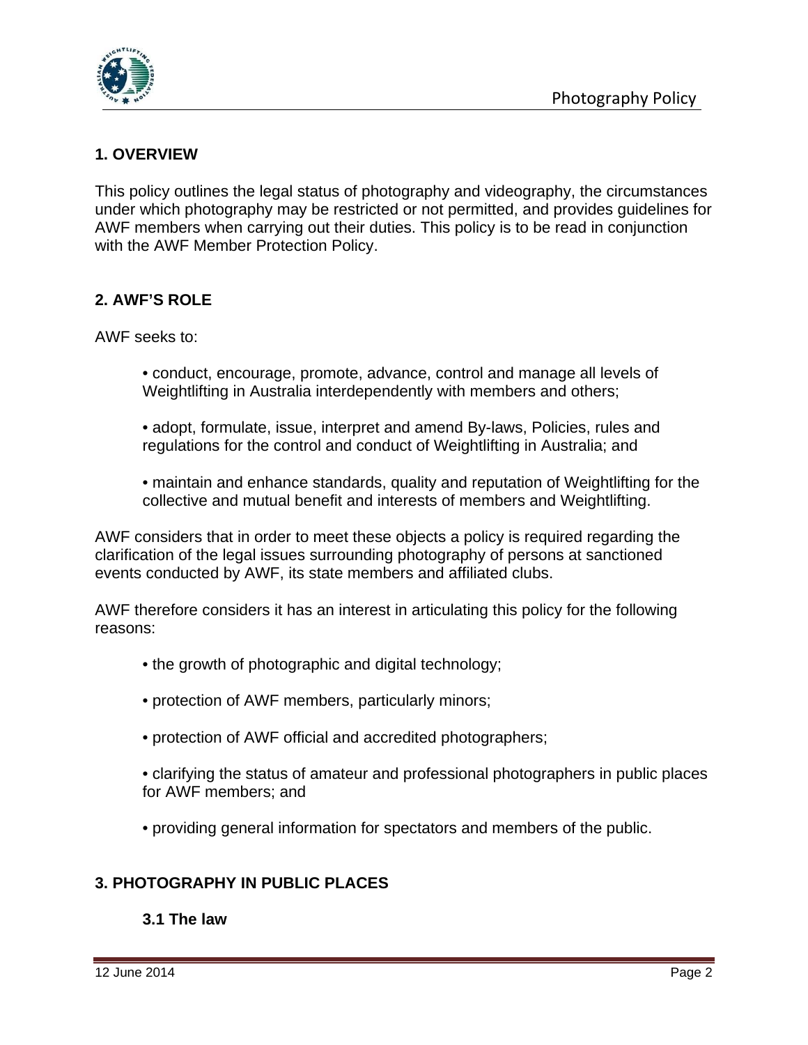## 1. OVERVIEW

This policy outlines the legal status of photography and videography, the circumstances under which photography may be restricted or not permitted, and provides guidelines for AWF members when carrying out their duties. This policy is to be read in conjunction with the AWF Member Protection Policy.

## 2. AWF'S ROLE

AWF seeks to:

- conduct, encourage, promote, advance, control and manage all levels of Weightlifting in Australia interdependently with members and others;
- adopt, formulate, issue, interpret and amend By-laws, Policies, rules and regulations for the control and conduct of Weightlifting in Australia; and
- maintain and enhance standards, quality and reputation of Weightlifting for the collective and mutual benefit and interests of members and Weightlifting.

AWF considers that in order to meet these objects a policy is required regarding the clarification of the legal issues surrounding photography of persons at sanctioned events conducted by AWF, its state members and affiliated clubs.

AWF therefore considers it has an interest in articulating this policy for the following reasons:

- the growth of photographic and digital technology;
- protection of AWF members, particularly minors;
- protection of AWF official and accredited photographers;
- clarifying the status of amateur and professional photographers in public places for AWF members; and
- providing general information for spectators and members of the public.

## 3. PHOTOGRAPHY IN PUBLIC PLACES

### 3.1 The law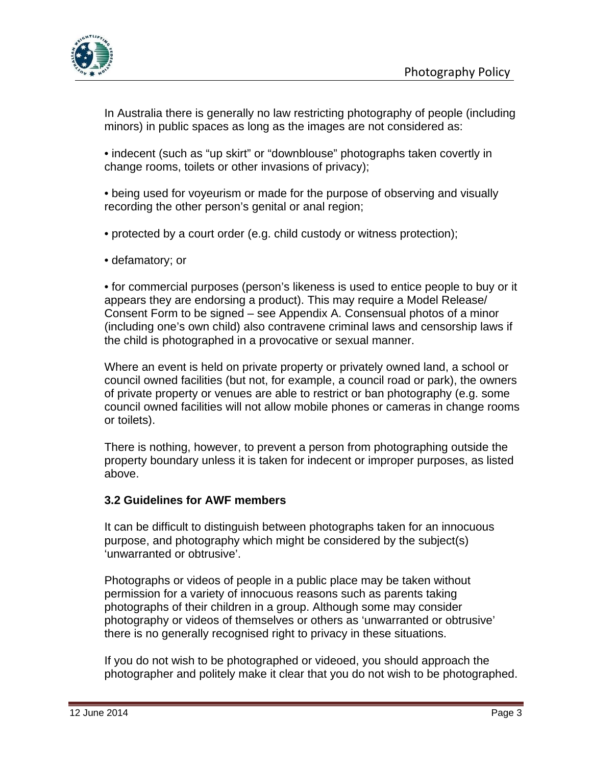In Australia there is generally no law restricting photography of people (including minors) in public spaces as long as the images are not considered as:

- indecent (such as “up skirt” or “downblouse” photographs taken covertly in change rooms, toilets or other invasions of privacy);

- being used for voyeurism or made for the purpose of observing and visually recording the other person’s genital or anal region;

- protected by a court order (e.g. child custody or witness protection);

- defamatory; or

- for commercial purposes (person’s likeness is used to entice people to buy or it appears they are endorsing a product). This may require a Model Release/ Consent Form to be signed – see Appendix A. Consensual photos of a minor (including one’s own child) also contravene criminal laws and censorship laws if the child is photographed in a provocative or sexual manner.

Where an event is held on private property or privately owned land, a school or council owned facilities (but not, for example, a council road or park), the owners of private property or venues are able to restrict or ban photography (e.g. some council owned facilities will not allow mobile phones or cameras in change rooms or toilets).

There is nothing, however, to prevent a person from photographing outside the property boundary unless it is taken for indecent or improper purposes, as listed above.

### 3.2 Guidelines for AWF members

It can be difficult to distinguish between photographs taken for an innocuous purpose, and photography which might be considered by the subject(s) ‘unwarranted or obtrusive’.

Photographs or videos of people in a public place may be taken without permission for a variety of innocuous reasons such as parents taking photographs of their children in a group. Although some may consider photography or videos of themselves or others as ‘unwarranted or obtrusive’ there is no generally recognised right to privacy in these situations.

If you do not wish to be photographed or videoed, you should approach the photographer and politely make it clear that you do not wish to be photographed.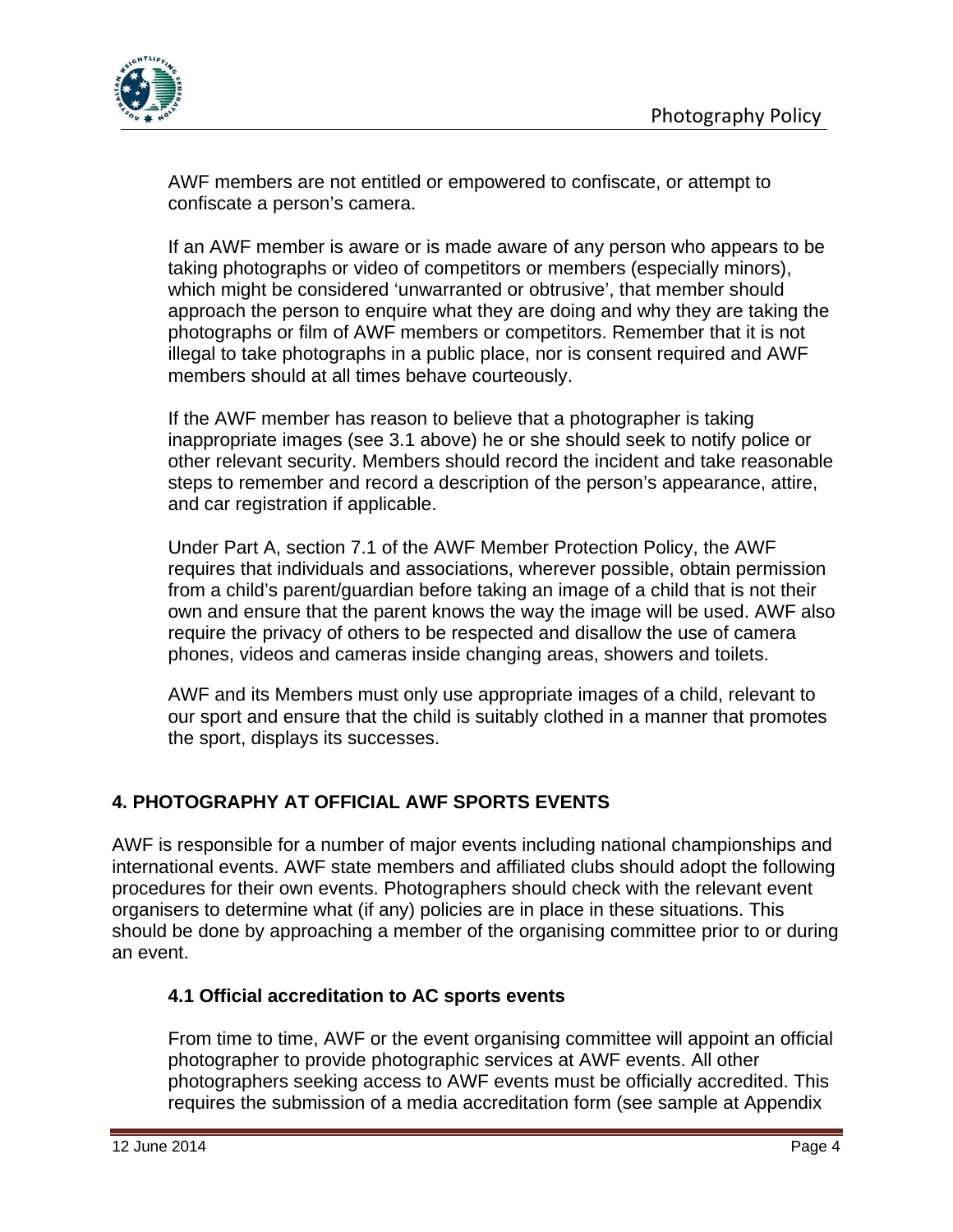AWF members are not entitled or empowered to confiscate, or attempt to confiscate a person's camera.

If an AWF member is aware or is made aware of any person who appears to be taking photographs or video of competitors or members (especially minors), which might be considered 'unwarranted or obtrusive', that member should approach the person to enquire what they are doing and why they are taking the photographs or film of AWF members or competitors. Remember that it is not illegal to take photographs in a public place, nor is consent required and AWF members should at all times behave courteously.

If the AWF member has reason to believe that a photographer is taking inappropriate images (see 3.1 above) he or she should seek to notify police or other relevant security. Members should record the incident and take reasonable steps to remember and record a description of the person's appearance, attire, and car registration if applicable.

Under Part A, section 7.1 of the AWF Member Protection Policy, the AWF requires that individuals and associations, wherever possible, obtain permission from a child's parent/guardian before taking an image of a child that is not their own and ensure that the parent knows the way the image will be used. AWF also require the privacy of others to be respected and disallow the use of camera phones, videos and cameras inside changing areas, showers and toilets.

AWF and its Members must only use appropriate images of a child, relevant to our sport and ensure that the child is suitably clothed in a manner that promotes the sport, displays its successes.

## 4. PHOTOGRAPHY AT OFFICIAL AWF SPORTS EVENTS

AWF is responsible for a number of major events including national championships and international events. AWF state members and affiliated clubs should adopt the following procedures for their own events. Photographers should check with the relevant event organisers to determine what (if any) policies are in place in these situations. This should be done by approaching a member of the organising committee prior to or during an event.

### 4.1 Official accreditation to AC sports events

From time to time, AWF or the event organising committee will appoint an official photographer to provide photographic services at AWF events. All other photographers seeking access to AWF events must be officially accredited. This requires the submission of a media accreditation form (see sample at Appendix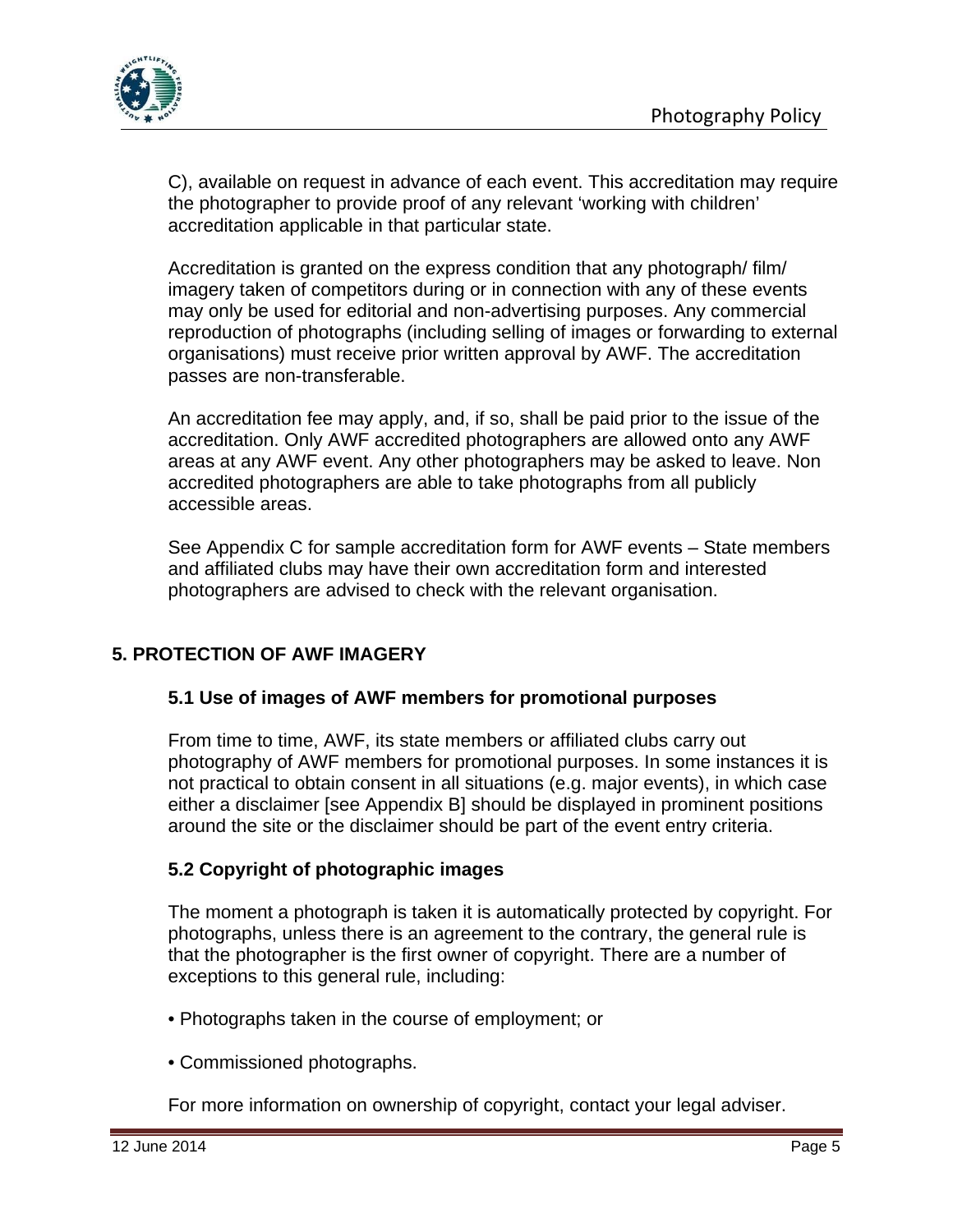C), available on request in advance of each event. This accreditation may require the photographer to provide proof of any relevant 'working with children' accreditation applicable in that particular state.

Accreditation is granted on the express condition that any photograph/ film/ imagery taken of competitors during or in connection with any of these events may only be used for editorial and non-advertising purposes. Any commercial reproduction of photographs (including selling of images or forwarding to external organisations) must receive prior written approval by AWF. The accreditation passes are non-transferable.

An accreditation fee may apply, and, if so, shall be paid prior to the issue of the accreditation. Only AWF accredited photographers are allowed onto any AWF areas at any AWF event. Any other photographers may be asked to leave. Non accredited photographers are able to take photographs from all publicly accessible areas.

See Appendix C for sample accreditation form for AWF events – State members and affiliated clubs may have their own accreditation form and interested photographers are advised to check with the relevant organisation.

## 5. PROTECTION OF AWF IMAGERY

### 5.1 Use of images of AWF members for promotional purposes

From time to time, AWF, its state members or affiliated clubs carry out photography of AWF members for promotional purposes. In some instances it is not practical to obtain consent in all situations (e.g. major events), in which case either a disclaimer [see Appendix B] should be displayed in prominent positions around the site or the disclaimer should be part of the event entry criteria.

### 5.2 Copyright of photographic images

The moment a photograph is taken it is automatically protected by copyright. For photographs, unless there is an agreement to the contrary, the general rule is that the photographer is the first owner of copyright. There are a number of exceptions to this general rule, including:

- Photographs taken in the course of employment; or
- Commissioned photographs.

For more information on ownership of copyright, contact your legal adviser.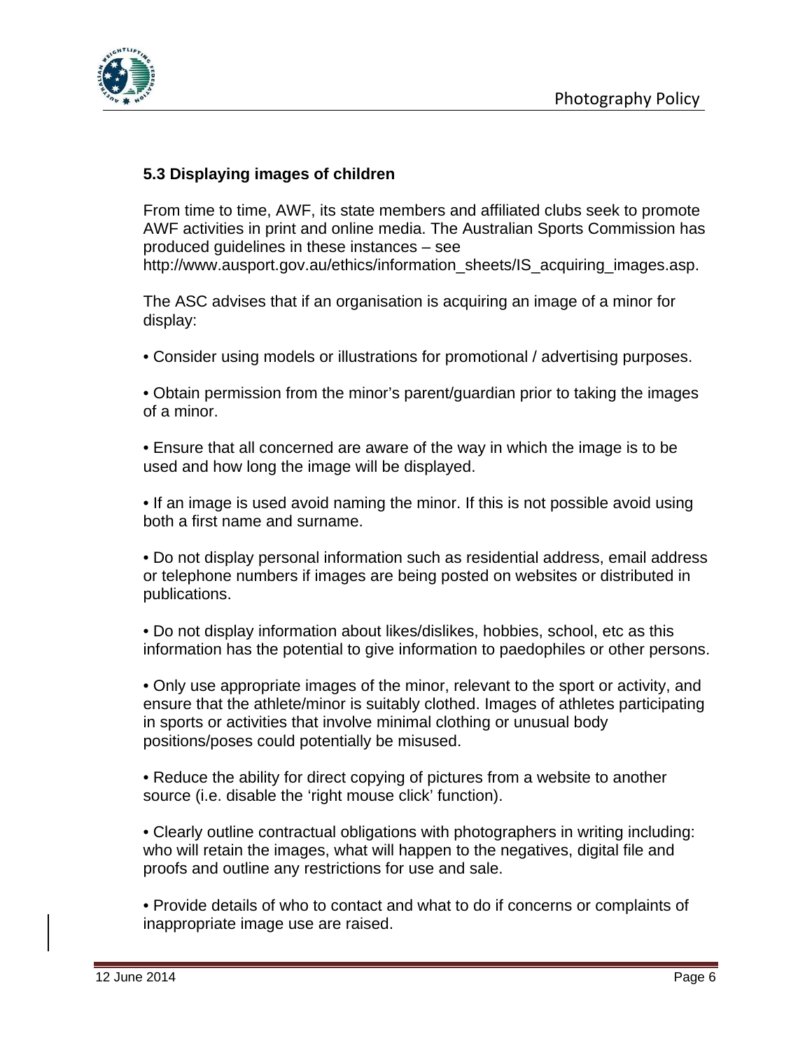### 5.3 Displaying images of children

From time to time, AWF, its state members and affiliated clubs seek to promote AWF activities in print and online media. The Australian Sports Commission has produced guidelines in these instances – see http://www.ausport.gov.au/ethics/information_sheets/IS_acquiring_images.asp.

The ASC advises that if an organisation is acquiring an image of a minor for display:

- Consider using models or illustrations for promotional / advertising purposes.
- Obtain permission from the minor's parent/guardian prior to taking the images of a minor.
- Ensure that all concerned are aware of the way in which the image is to be used and how long the image will be displayed.
- If an image is used avoid naming the minor. If this is not possible avoid using both a first name and surname.
- Do not display personal information such as residential address, email address or telephone numbers if images are being posted on websites or distributed in publications.
- Do not display information about likes/dislikes, hobbies, school, etc as this information has the potential to give information to paedophiles or other persons.
- Only use appropriate images of the minor, relevant to the sport or activity, and ensure that the athlete/minor is suitably clothed. Images of athletes participating in sports or activities that involve minimal clothing or unusual body positions/poses could potentially be misused.
- Reduce the ability for direct copying of pictures from a website to another source (i.e. disable the 'right mouse click' function).
- Clearly outline contractual obligations with photographers in writing including: who will retain the images, what will happen to the negatives, digital file and proofs and outline any restrictions for use and sale.
- Provide details of who to contact and what to do if concerns or complaints of inappropriate image use are raised.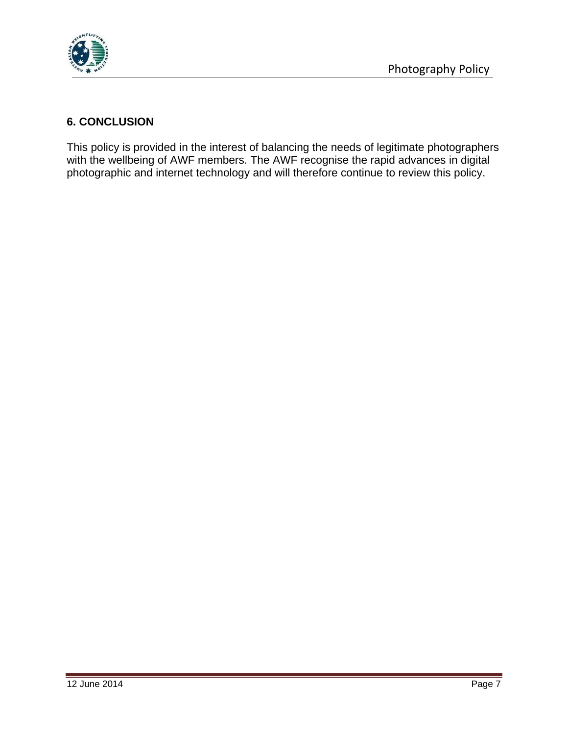## 6. CONCLUSION

This policy is provided in the interest of balancing the needs of legitimate photographers with the wellbeing of AWF members. The AWF recognise the rapid advances in digital photographic and internet technology and will therefore continue to review this policy.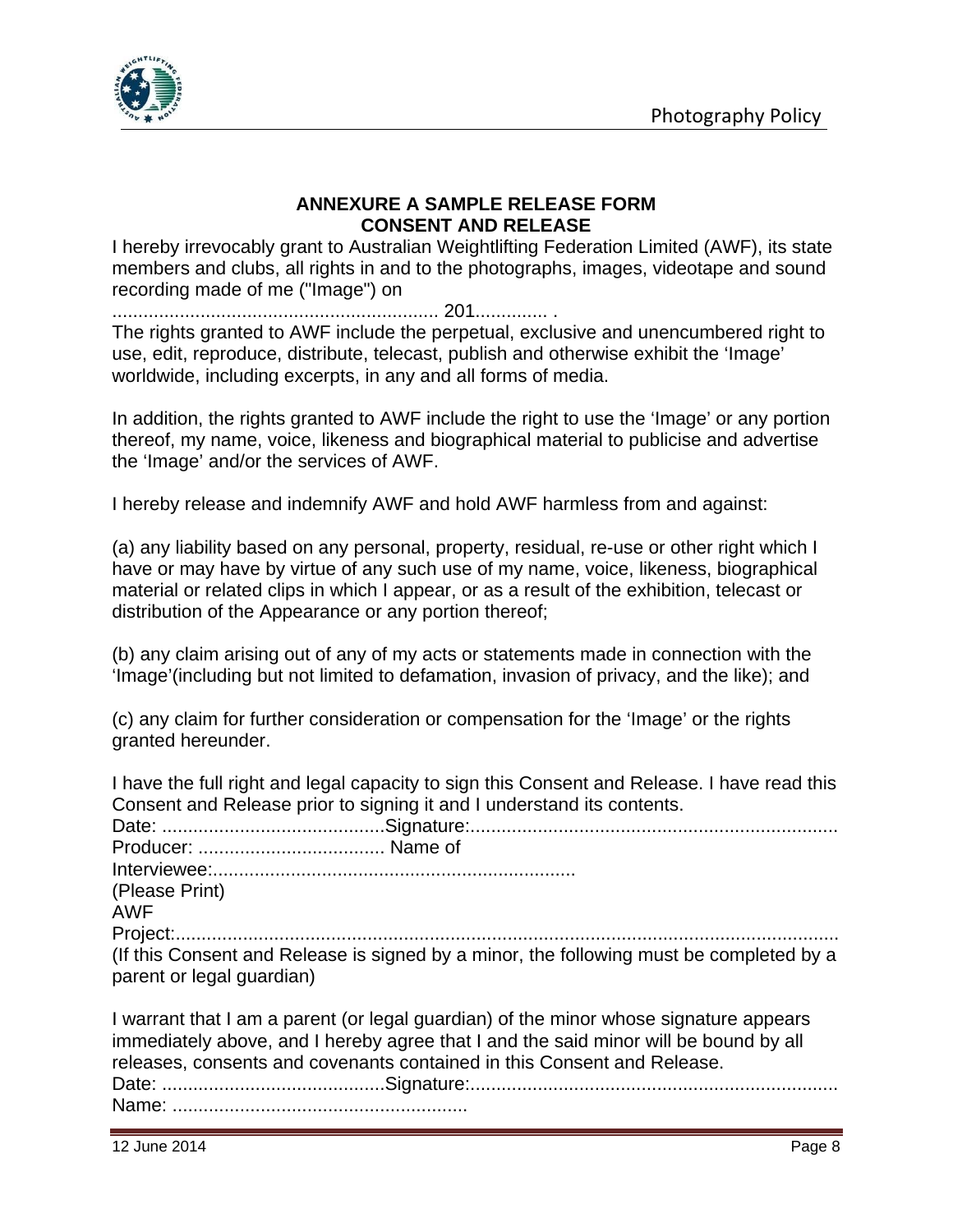## ANNEXURE A SAMPLE RELEASE FORM
## CONSENT AND RELEASE

I hereby irrevocably grant to Australian Weightlifting Federation Limited (AWF), its state members and clubs, all rights in and to the photographs, images, videotape and sound recording made of me ("Image") on

............................................................. 201.............. .

The rights granted to AWF include the perpetual, exclusive and unencumbered right to use, edit, reproduce, distribute, telecast, publish and otherwise exhibit the 'Image' worldwide, including excerpts, in any and all forms of media.

In addition, the rights granted to AWF include the right to use the 'Image' or any portion thereof, my name, voice, likeness and biographical material to publicise and advertise the 'Image' and/or the services of AWF.

I hereby release and indemnify AWF and hold AWF harmless from and against:

(a) any liability based on any personal, property, residual, re-use or other right which I have or may have by virtue of any such use of my name, voice, likeness, biographical material or related clips in which I appear, or as a result of the exhibition, telecast or distribution of the Appearance or any portion thereof;

(b) any claim arising out of any of my acts or statements made in connection with the 'Image'(including but not limited to defamation, invasion of privacy, and the like); and

(c) any claim for further consideration or compensation for the 'Image' or the rights granted hereunder.

I have the full right and legal capacity to sign this Consent and Release. I have read this Consent and Release prior to signing it and I understand its contents.

Date: ..........................................Signature:......................................................................

Producer: .................................... Name of Interviewee:......................................................................

(Please Print)

AWF Project:.............................................................................................................................

(If this Consent and Release is signed by a minor, the following must be completed by a parent or legal guardian)

I warrant that I am a parent (or legal guardian) of the minor whose signature appears immediately above, and I hereby agree that I and the said minor will be bound by all releases, consents and covenants contained in this Consent and Release.

Date: ..........................................Signature:......................................................................

Name: ........................................................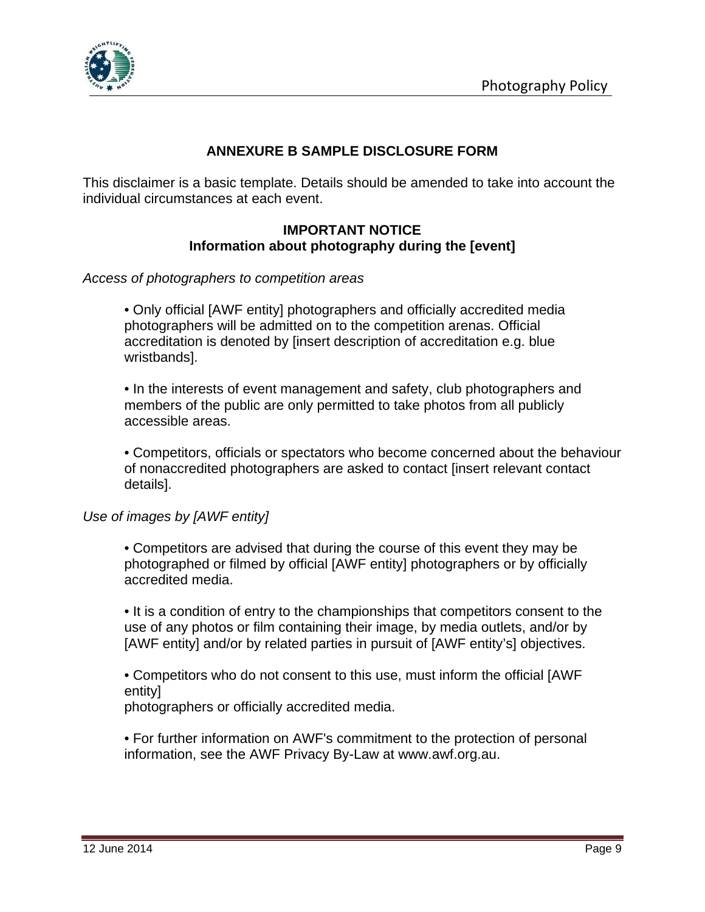## ANNEXURE B SAMPLE DISCLOSURE FORM

This disclaimer is a basic template. Details should be amended to take into account the individual circumstances at each event.

**IMPORTANT NOTICE**
**Information about photography during the [event]**

*Access of photographers to competition areas*

- Only official [AWF entity] photographers and officially accredited media photographers will be admitted on to the competition arenas. Official accreditation is denoted by [insert description of accreditation e.g. blue wristbands].

- In the interests of event management and safety, club photographers and members of the public are only permitted to take photos from all publicly accessible areas.

- Competitors, officials or spectators who become concerned about the behaviour of nonaccredited photographers are asked to contact [insert relevant contact details].

*Use of images by [AWF entity]*

- Competitors are advised that during the course of this event they may be photographed or filmed by official [AWF entity] photographers or by officially accredited media.

- It is a condition of entry to the championships that competitors consent to the use of any photos or film containing their image, by media outlets, and/or by [AWF entity] and/or by related parties in pursuit of [AWF entity's] objectives.

- Competitors who do not consent to this use, must inform the official [AWF entity]
photographers or officially accredited media.

- For further information on AWF's commitment to the protection of personal information, see the AWF Privacy By-Law at www.awf.org.au.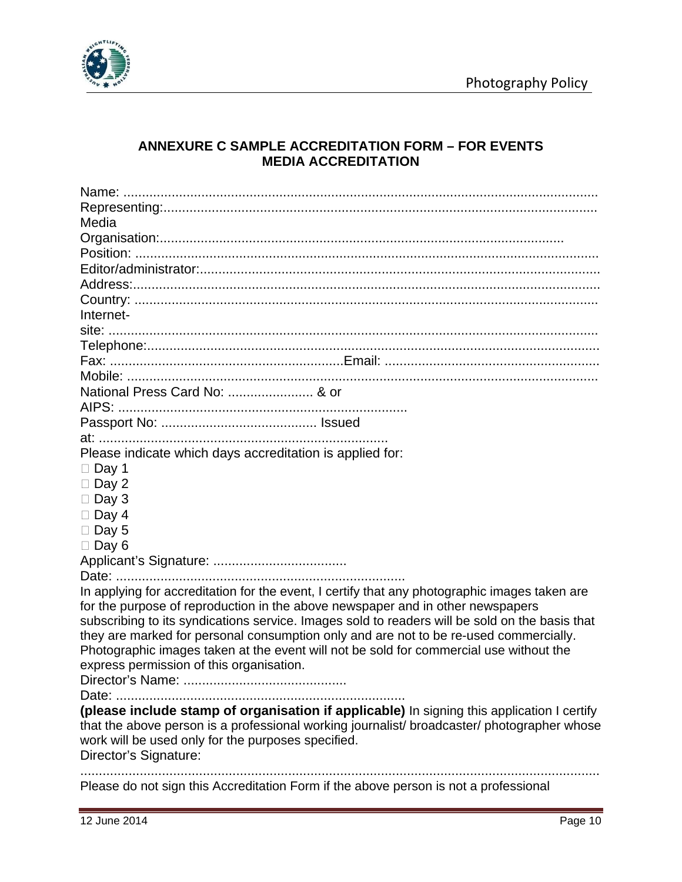## ANNEXURE C SAMPLE ACCREDITATION FORM – FOR EVENTS MEDIA ACCREDITATION

Name: ..................................................................................................................................

Representing:........................................................................................................................

Media Organisation:...............................................................................................................

Position: ...............................................................................................................................

Editor/administrator:..............................................................................................................

Address:................................................................................................................................

Country: ...............................................................................................................................

Internet-site: .........................................................................................................................

Telephone:............................................................................................................................

Fax: ..............................................................Email: ...........................................................

Mobile: .................................................................................................................................

National Press Card No: ....................... & or AIPS: .............................................................................

Passport No: .......................................... Issued at: ..............................................................................

Please indicate which days accreditation is applied for:

- □ Day 1
- □ Day 2
- □ Day 3
- □ Day 4
- □ Day 5
- □ Day 6

Applicant's Signature: ...................................

Date: .............................................................................

In applying for accreditation for the event, I certify that any photographic images taken are for the purpose of reproduction in the above newspaper and in other newspapers subscribing to its syndications service. Images sold to readers will be sold on the basis that they are marked for personal consumption only and are not to be re-used commercially. Photographic images taken at the event will not be sold for commercial use without the express permission of this organisation.

Director's Name: ...........................................

Date: .............................................................................

**(please include stamp of organisation if applicable)** In signing this application I certify that the above person is a professional working journalist/ broadcaster/ photographer whose work will be used only for the purposes specified.

Director's Signature: ...........................................................................................................................

Please do not sign this Accreditation Form if the above person is not a professional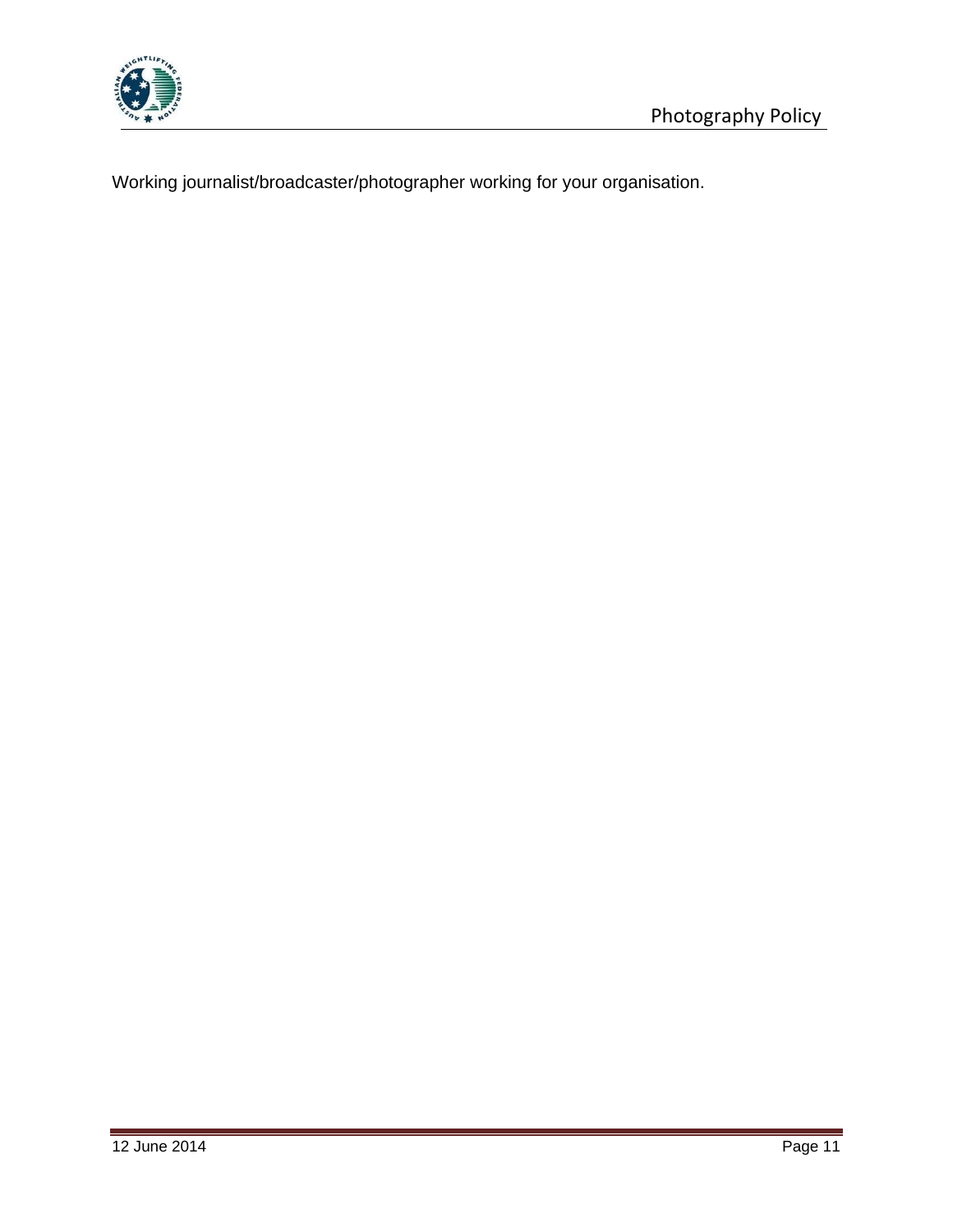Working journalist/broadcaster/photographer working for your organisation.